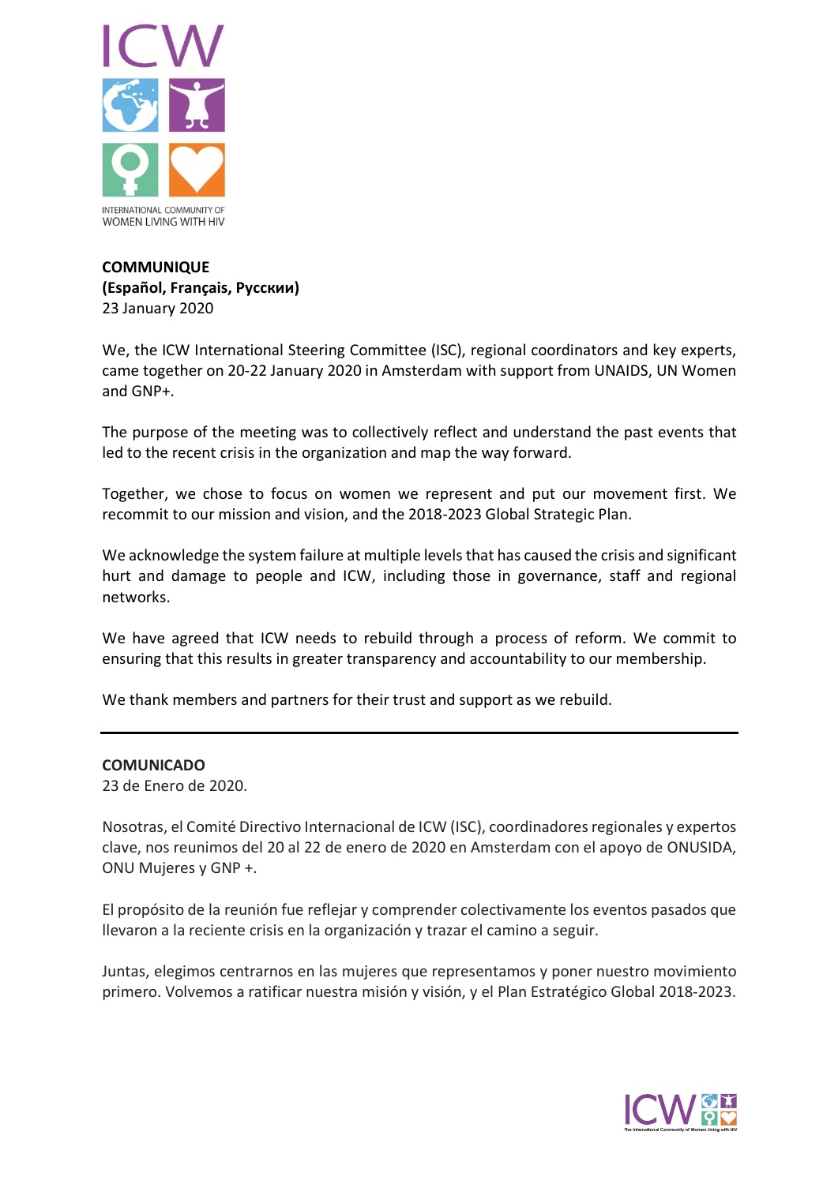ICW

INTERNATIONAL COMMUNITY OF WOMEN LIVING WITH HIV

**COMMUNIQUE**
**(Español, Français, Русскии)**
23 January 2020

We, the ICW International Steering Committee (ISC), regional coordinators and key experts, came together on 20-22 January 2020 in Amsterdam with support from UNAIDS, UN Women and GNP+.

The purpose of the meeting was to collectively reflect and understand the past events that led to the recent crisis in the organization and map the way forward.

Together, we chose to focus on women we represent and put our movement first. We recommit to our mission and vision, and the 2018-2023 Global Strategic Plan.

We acknowledge the system failure at multiple levels that has caused the crisis and significant hurt and damage to people and ICW, including those in governance, staff and regional networks.

We have agreed that ICW needs to rebuild through a process of reform. We commit to ensuring that this results in greater transparency and accountability to our membership.

We thank members and partners for their trust and support as we rebuild.

---

**COMUNICADO**
23 de Enero de 2020.

Nosotras, el Comité Directivo Internacional de ICW (ISC), coordinadores regionales y expertos clave, nos reunimos del 20 al 22 de enero de 2020 en Amsterdam con el apoyo de ONUSIDA, ONU Mujeres y GNP +.

El propósito de la reunión fue reflejar y comprender colectivamente los eventos pasados que llevaron a la reciente crisis en la organización y trazar el camino a seguir.

Juntas, elegimos centrarnos en las mujeres que representamos y poner nuestro movimiento primero. Volvemos a ratificar nuestra misión y visión, y el Plan Estratégico Global 2018-2023.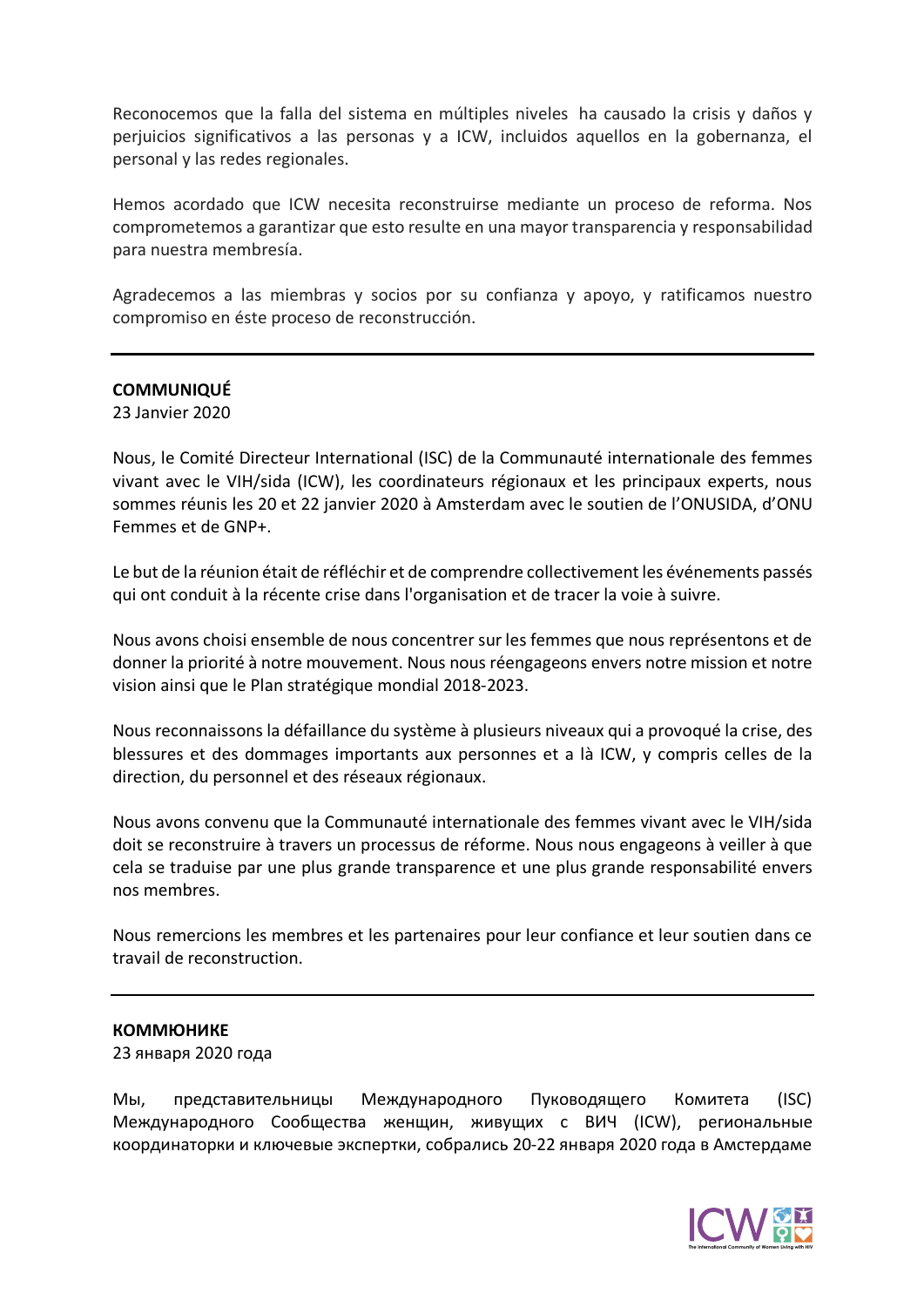Reconocemos que la falla del sistema en múltiples niveles ha causado la crisis y daños y perjuicios significativos a las personas y a ICW, incluidos aquellos en la gobernanza, el personal y las redes regionales.

Hemos acordado que ICW necesita reconstruirse mediante un proceso de reforma. Nos comprometemos a garantizar que esto resulte en una mayor transparencia y responsabilidad para nuestra membresía.

Agradecemos a las miembras y socios por su confianza y apoyo, y ratificamos nuestro compromiso en éste proceso de reconstrucción.

---

**COMMUNIQUÉ**
23 Janvier 2020

Nous, le Comité Directeur International (ISC) de la Communauté internationale des femmes vivant avec le VIH/sida (ICW), les coordinateurs régionaux et les principaux experts, nous sommes réunis les 20 et 22 janvier 2020 à Amsterdam avec le soutien de l'ONUSIDA, d'ONU Femmes et de GNP+.

Le but de la réunion était de réfléchir et de comprendre collectivement les événements passés qui ont conduit à la récente crise dans l'organisation et de tracer la voie à suivre.

Nous avons choisi ensemble de nous concentrer sur les femmes que nous représentons et de donner la priorité à notre mouvement. Nous nous réengageons envers notre mission et notre vision ainsi que le Plan stratégique mondial 2018-2023.

Nous reconnaissons la défaillance du système à plusieurs niveaux qui a provoqué la crise, des blessures et des dommages importants aux personnes et a là ICW, y compris celles de la direction, du personnel et des réseaux régionaux.

Nous avons convenu que la Communauté internationale des femmes vivant avec le VIH/sida doit se reconstruire à travers un processus de réforme. Nous nous engageons à veiller à que cela se traduise par une plus grande transparence et une plus grande responsabilité envers nos membres.

Nous remercions les membres et les partenaires pour leur confiance et leur soutien dans ce travail de reconstruction.

---

**КОММЮНИКЕ**
23 января 2020 года

Мы, представительницы Международного Пуководящего Комитета (ISC) Международного Сообщества женщин, живущих с ВИЧ (ICW), региональные координаторки и ключевые экспертки, собрались 20-22 января 2020 года в Амстердаме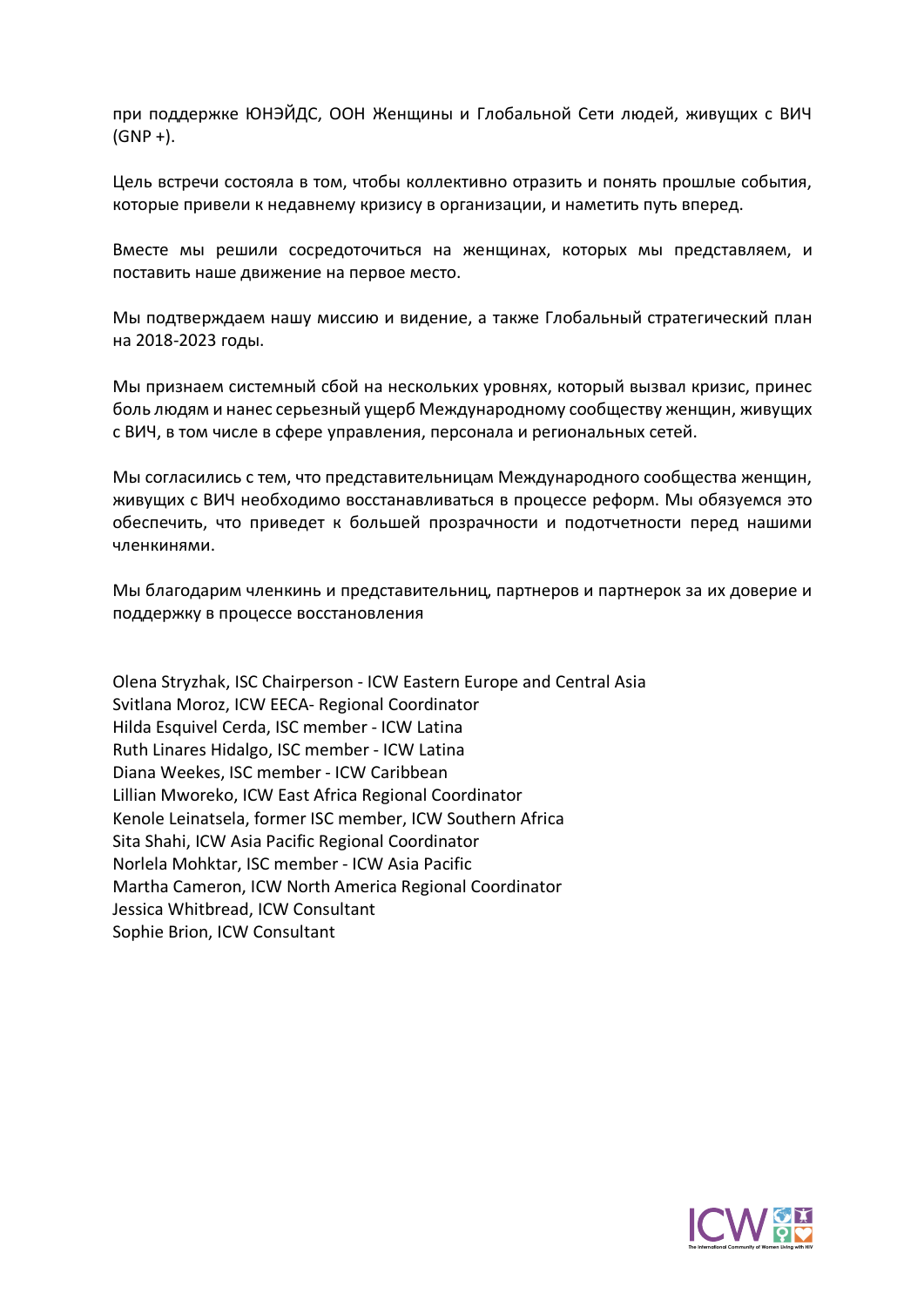при поддержке ЮНЭЙДС, ООН Женщины и Глобальной Сети людей, живущих с ВИЧ (GNP +).

Цель встречи состояла в том, чтобы коллективно отразить и понять прошлые события, которые привели к недавнему кризису в организации, и наметить путь вперед.

Вместе мы решили сосредоточиться на женщинах, которых мы представляем, и поставить наше движение на первое место.

Мы подтверждаем нашу миссию и видение, а также Глобальный стратегический план на 2018-2023 годы.

Мы признаем системный сбой на нескольких уровнях, который вызвал кризис, принес боль людям и нанес серьезный ущерб Международному сообществу женщин, живущих с ВИЧ, в том числе в сфере управления, персонала и региональных сетей.

Мы согласились с тем, что представительницам Международного сообщества женщин, живущих с ВИЧ необходимо восстанавливаться в процессе реформ. Мы обязуемся это обеспечить, что приведет к большей прозрачности и подотчетности перед нашими членкинями.

Мы благодарим членкинь и представительниц, партнеров и партнерок за их доверие и поддержку в процессе восстановления

Olena Stryzhak, ISC Chairperson - ICW Eastern Europe and Central Asia
Svitlana Moroz, ICW EECA- Regional Coordinator
Hilda Esquivel Cerda, ISC member - ICW Latina
Ruth Linares Hidalgo, ISC member - ICW Latina
Diana Weekes, ISC member - ICW Caribbean
Lillian Mworeko, ICW East Africa Regional Coordinator
Kenole Leinatsela, former ISC member, ICW Southern Africa
Sita Shahi, ICW Asia Pacific Regional Coordinator
Norlela Mohktar, ISC member - ICW Asia Pacific
Martha Cameron, ICW North America Regional Coordinator
Jessica Whitbread, ICW Consultant
Sophie Brion, ICW Consultant